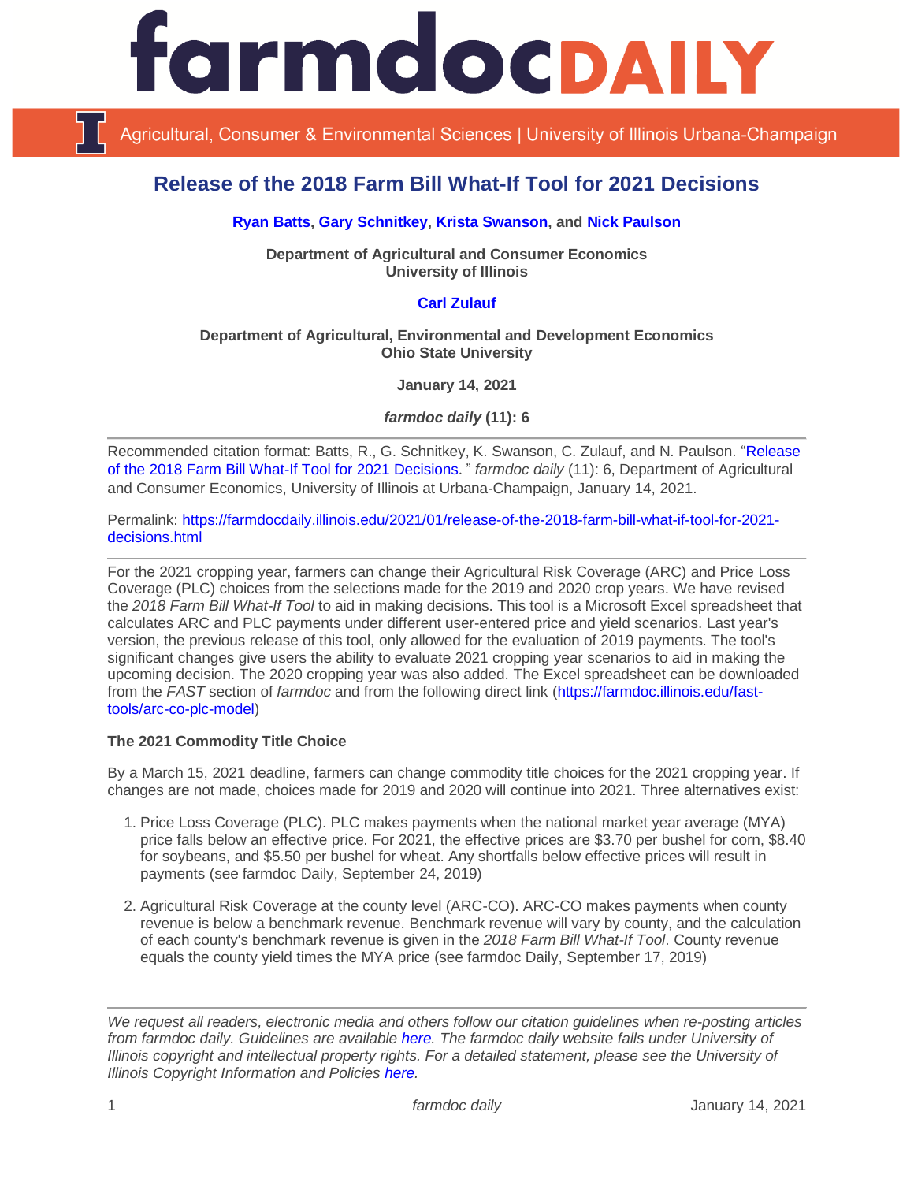# Release of the 2018 Farm Bill What-If Tool for 2021 Decisions

**Ryan Batts, Gary Schnitkey, Krista Swanson, and Nick Paulson**

**Department of Agricultural and Consumer Economics**
**University of Illinois**

**Carl Zulauf**

**Department of Agricultural, Environmental and Development Economics**
**Ohio State University**

**January 14, 2021**

***farmdoc daily* (11): 6**

---

Recommended citation format: Batts, R., G. Schnitkey, K. Swanson, C. Zulauf, and N. Paulson. "Release of the 2018 Farm Bill What-If Tool for 2021 Decisions. " *farmdoc daily* (11): 6, Department of Agricultural and Consumer Economics, University of Illinois at Urbana-Champaign, January 14, 2021.

Permalink: https://farmdocdaily.illinois.edu/2021/01/release-of-the-2018-farm-bill-what-if-tool-for-2021-decisions.html

---

For the 2021 cropping year, farmers can change their Agricultural Risk Coverage (ARC) and Price Loss Coverage (PLC) choices from the selections made for the 2019 and 2020 crop years. We have revised the *2018 Farm Bill What-If Tool* to aid in making decisions. This tool is a Microsoft Excel spreadsheet that calculates ARC and PLC payments under different user-entered price and yield scenarios. Last year's version, the previous release of this tool, only allowed for the evaluation of 2019 payments. The tool's significant changes give users the ability to evaluate 2021 cropping year scenarios to aid in making the upcoming decision. The 2020 cropping year was also added. The Excel spreadsheet can be downloaded from the *FAST* section of *farmdoc* and from the following direct link (https://farmdoc.illinois.edu/fast-tools/arc-co-plc-model)

**The 2021 Commodity Title Choice**

By a March 15, 2021 deadline, farmers can change commodity title choices for the 2021 cropping year. If changes are not made, choices made for 2019 and 2020 will continue into 2021. Three alternatives exist:

1. Price Loss Coverage (PLC). PLC makes payments when the national market year average (MYA) price falls below an effective price. For 2021, the effective prices are $3.70 per bushel for corn, $8.40 for soybeans, and $5.50 per bushel for wheat. Any shortfalls below effective prices will result in payments (see farmdoc Daily, September 24, 2019)

2. Agricultural Risk Coverage at the county level (ARC-CO). ARC-CO makes payments when county revenue is below a benchmark revenue. Benchmark revenue will vary by county, and the calculation of each county's benchmark revenue is given in the *2018 Farm Bill What-If Tool*. County revenue equals the county yield times the MYA price (see farmdoc Daily, September 17, 2019)

---

*We request all readers, electronic media and others follow our citation guidelines when re-posting articles from farmdoc daily. Guidelines are available here. The farmdoc daily website falls under University of Illinois copyright and intellectual property rights. For a detailed statement, please see the University of Illinois Copyright Information and Policies here.*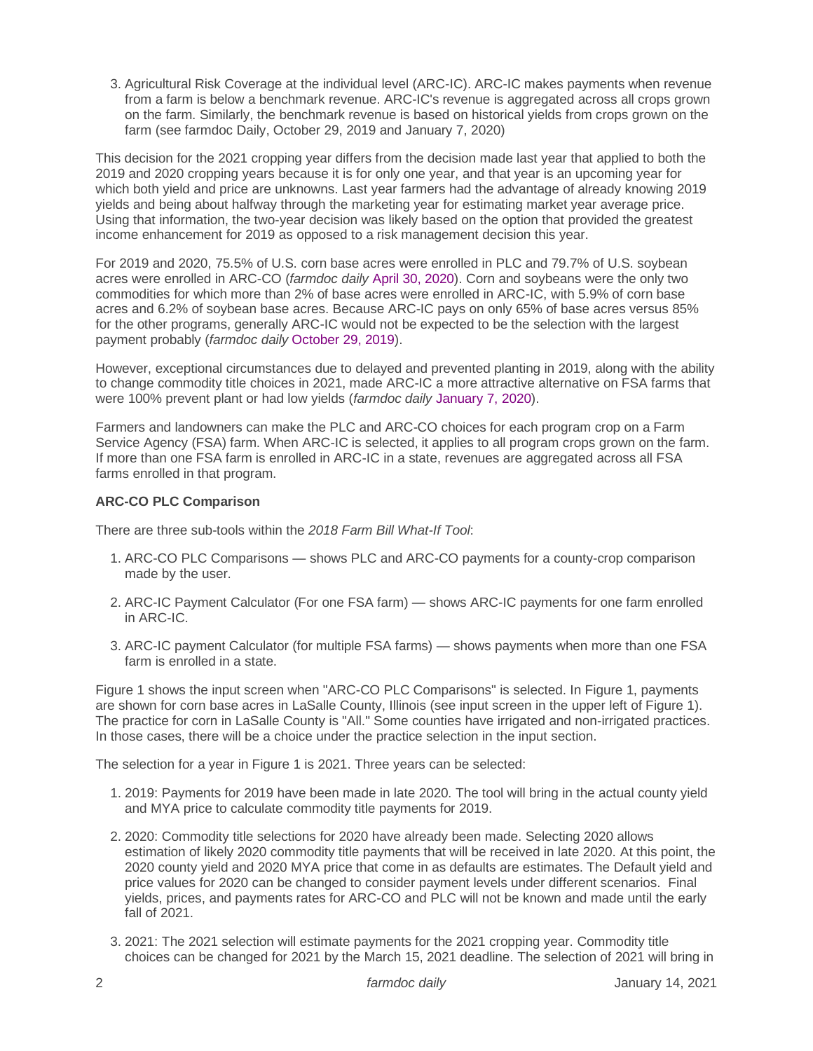3. Agricultural Risk Coverage at the individual level (ARC-IC). ARC-IC makes payments when revenue from a farm is below a benchmark revenue. ARC-IC's revenue is aggregated across all crops grown on the farm. Similarly, the benchmark revenue is based on historical yields from crops grown on the farm (see farmdoc Daily, October 29, 2019 and January 7, 2020)

This decision for the 2021 cropping year differs from the decision made last year that applied to both the 2019 and 2020 cropping years because it is for only one year, and that year is an upcoming year for which both yield and price are unknowns. Last year farmers had the advantage of already knowing 2019 yields and being about halfway through the marketing year for estimating market year average price. Using that information, the two-year decision was likely based on the option that provided the greatest income enhancement for 2019 as opposed to a risk management decision this year.

For 2019 and 2020, 75.5% of U.S. corn base acres were enrolled in PLC and 79.7% of U.S. soybean acres were enrolled in ARC-CO (*farmdoc daily* April 30, 2020). Corn and soybeans were the only two commodities for which more than 2% of base acres were enrolled in ARC-IC, with 5.9% of corn base acres and 6.2% of soybean base acres. Because ARC-IC pays on only 65% of base acres versus 85% for the other programs, generally ARC-IC would not be expected to be the selection with the largest payment probably (*farmdoc daily* October 29, 2019).

However, exceptional circumstances due to delayed and prevented planting in 2019, along with the ability to change commodity title choices in 2021, made ARC-IC a more attractive alternative on FSA farms that were 100% prevent plant or had low yields (*farmdoc daily* January 7, 2020).

Farmers and landowners can make the PLC and ARC-CO choices for each program crop on a Farm Service Agency (FSA) farm. When ARC-IC is selected, it applies to all program crops grown on the farm. If more than one FSA farm is enrolled in ARC-IC in a state, revenues are aggregated across all FSA farms enrolled in that program.

**ARC-CO PLC Comparison**

There are three sub-tools within the *2018 Farm Bill What-If Tool*:

1. ARC-CO PLC Comparisons — shows PLC and ARC-CO payments for a county-crop comparison made by the user.
2. ARC-IC Payment Calculator (For one FSA farm) — shows ARC-IC payments for one farm enrolled in ARC-IC.
3. ARC-IC payment Calculator (for multiple FSA farms) — shows payments when more than one FSA farm is enrolled in a state.

Figure 1 shows the input screen when "ARC-CO PLC Comparisons" is selected. In Figure 1, payments are shown for corn base acres in LaSalle County, Illinois (see input screen in the upper left of Figure 1). The practice for corn in LaSalle County is "All." Some counties have irrigated and non-irrigated practices. In those cases, there will be a choice under the practice selection in the input section.

The selection for a year in Figure 1 is 2021. Three years can be selected:

1. 2019: Payments for 2019 have been made in late 2020. The tool will bring in the actual county yield and MYA price to calculate commodity title payments for 2019.
2. 2020: Commodity title selections for 2020 have already been made. Selecting 2020 allows estimation of likely 2020 commodity title payments that will be received in late 2020. At this point, the 2020 county yield and 2020 MYA price that come in as defaults are estimates. The Default yield and price values for 2020 can be changed to consider payment levels under different scenarios. Final yields, prices, and payments rates for ARC-CO and PLC will not be known and made until the early fall of 2021.
3. 2021: The 2021 selection will estimate payments for the 2021 cropping year. Commodity title choices can be changed for 2021 by the March 15, 2021 deadline. The selection of 2021 will bring in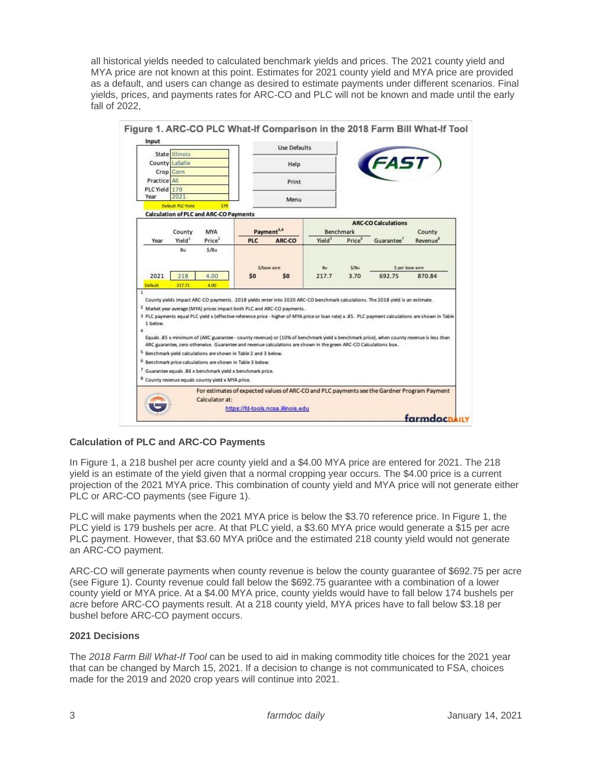all historical yields needed to calculated benchmark yields and prices. The 2021 county yield and MYA price are not known at this point. Estimates for 2021 county yield and MYA price are provided as a default, and users can change as desired to estimate payments under different scenarios. Final yields, prices, and payments rates for ARC-CO and PLC will not be known and made until the early fall of 2022,

**Figure 1. ARC-CO PLC What-If Comparison in the 2018 Farm Bill What-If Tool**

**Input**

| | |
|---|---|
| State | Illinois |
| County | LaSalle |
| Crop | Corn |
| Practice | All |
| PLC Yield | 179 |
| Year | 2021 |
| Default PLC Yield | 179 |

Use Defaults | Help | Print | Menu

**Calculation of PLC and ARC-CO Payments**

| Year | County Yield[1] | MYA Price[2] | PLC Payment[3,4] | ARC-CO Payment[3,4] | Benchmark Yield[5] | Benchmark Price[6] | Guarantee[7] | County Revenue[8] |
|---|---|---|---|---|---|---|---|---|
| | Bu | $/Bu | $/base acre | $/base acre | Bu | $/Bu | $ per base acre | $ per base acre |
| 2021 | 218 | 4.00 | $0 | $0 | 217.7 | 3.70 | 692.75 | 870.84 |
| Default | 217.71 | 4.00 | | | | | | |

[1] County yields impact ARC-CO payments. 2018 yields enter into 2020 ARC-CO benchmark calculations. The 2018 yield is an estimate.

[2] Market year average (MYA) prices impact both PLC and ARC-CO payments.

[3] PLC payments equal PLC yield x (effective reference price - higher of MYA price or loan rate) x .85. PLC payment calculations are shown in Table 1 below.

[4] Equals .85 x minimum of (ARC guarantee - county revenue) or (10% of benchmark yield x benchmark price), when county revenue is less than ARC guarantee, zero otherwise. Guarantee and revenue calculations are shown in the green ARC-CO Calculations box.

[5] Benchmark yield calculations are shown in Table 2 and 3 below.

[6] Benchmark price calculations are shown in Table 3 below.

[7] Guarantee equals .86 x benchmark yield x benchmark price.

[8] County revenue equals county yield x MYA price.

For estimates of expected values of ARC-CO and PLC payments see the Gardner Program Payment Calculator at: https://fd-tools.ncsa.illinois.edu

### Calculation of PLC and ARC-CO Payments

In Figure 1, a 218 bushel per acre county yield and a $4.00 MYA price are entered for 2021. The 218 yield is an estimate of the yield given that a normal cropping year occurs. The $4.00 price is a current projection of the 2021 MYA price. This combination of county yield and MYA price will not generate either PLC or ARC-CO payments (see Figure 1).

PLC will make payments when the 2021 MYA price is below the $3.70 reference price. In Figure 1, the PLC yield is 179 bushels per acre. At that PLC yield, a $3.60 MYA price would generate a $15 per acre PLC payment. However, that $3.60 MYA pri0ce and the estimated 218 county yield would not generate an ARC-CO payment.

ARC-CO will generate payments when county revenue is below the county guarantee of $692.75 per acre (see Figure 1). County revenue could fall below the $692.75 guarantee with a combination of a lower county yield or MYA price. At a $4.00 MYA price, county yields would have to fall below 174 bushels per acre before ARC-CO payments result. At a 218 county yield, MYA prices have to fall below $3.18 per bushel before ARC-CO payment occurs.

### 2021 Decisions

The *2018 Farm Bill What-If Tool* can be used to aid in making commodity title choices for the 2021 year that can be changed by March 15, 2021. If a decision to change is not communicated to FSA, choices made for the 2019 and 2020 crop years will continue into 2021.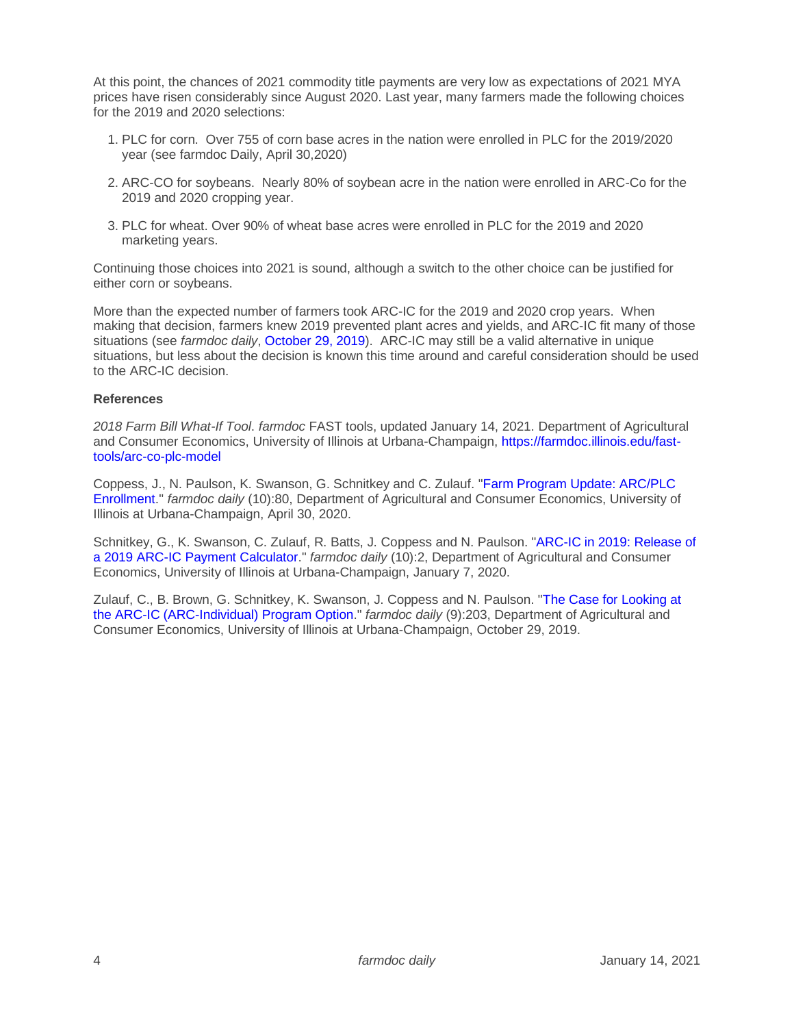At this point, the chances of 2021 commodity title payments are very low as expectations of 2021 MYA prices have risen considerably since August 2020. Last year, many farmers made the following choices for the 2019 and 2020 selections:

1. PLC for corn. Over 755 of corn base acres in the nation were enrolled in PLC for the 2019/2020 year (see farmdoc Daily, April 30,2020)

2. ARC-CO for soybeans. Nearly 80% of soybean acre in the nation were enrolled in ARC-Co for the 2019 and 2020 cropping year.

3. PLC for wheat. Over 90% of wheat base acres were enrolled in PLC for the 2019 and 2020 marketing years.

Continuing those choices into 2021 is sound, although a switch to the other choice can be justified for either corn or soybeans.

More than the expected number of farmers took ARC-IC for the 2019 and 2020 crop years. When making that decision, farmers knew 2019 prevented plant acres and yields, and ARC-IC fit many of those situations (see *farmdoc daily*, October 29, 2019). ARC-IC may still be a valid alternative in unique situations, but less about the decision is known this time around and careful consideration should be used to the ARC-IC decision.

**References**

*2018 Farm Bill What-If Tool*. *farmdoc* FAST tools, updated January 14, 2021. Department of Agricultural and Consumer Economics, University of Illinois at Urbana-Champaign, https://farmdoc.illinois.edu/fast-tools/arc-co-plc-model

Coppess, J., N. Paulson, K. Swanson, G. Schnitkey and C. Zulauf. "Farm Program Update: ARC/PLC Enrollment." *farmdoc daily* (10):80, Department of Agricultural and Consumer Economics, University of Illinois at Urbana-Champaign, April 30, 2020.

Schnitkey, G., K. Swanson, C. Zulauf, R. Batts, J. Coppess and N. Paulson. "ARC-IC in 2019: Release of a 2019 ARC-IC Payment Calculator." *farmdoc daily* (10):2, Department of Agricultural and Consumer Economics, University of Illinois at Urbana-Champaign, January 7, 2020.

Zulauf, C., B. Brown, G. Schnitkey, K. Swanson, J. Coppess and N. Paulson. "The Case for Looking at the ARC-IC (ARC-Individual) Program Option." *farmdoc daily* (9):203, Department of Agricultural and Consumer Economics, University of Illinois at Urbana-Champaign, October 29, 2019.